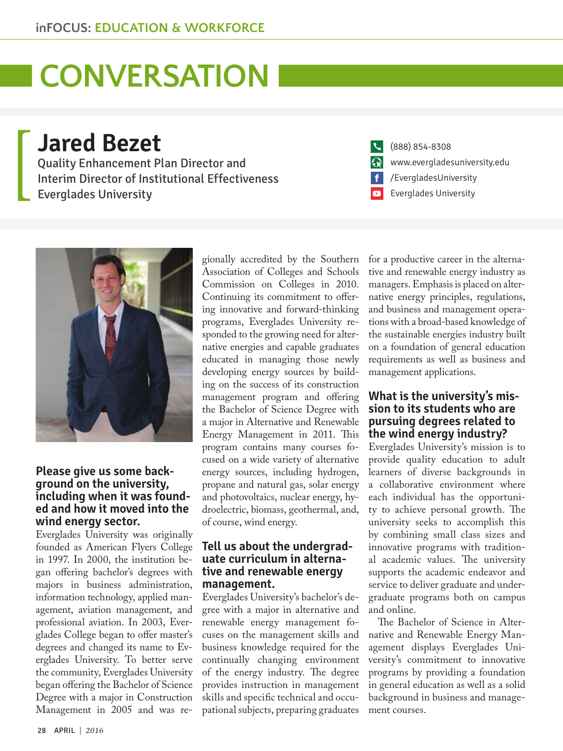# CONVERSATION

## Jared Bezet

Quality Enhancement Plan Director and
Interim Director of Institutional Effectiveness
Everglades University

(888) 854-8308
www.evergladesuniversity.edu
/EvergladesUniversity
Everglades University

### Please give us some background on the university, including when it was founded and how it moved into the wind energy sector.

Everglades University was originally founded as American Flyers College in 1997. In 2000, the institution began offering bachelor's degrees with majors in business administration, information technology, applied management, aviation management, and professional aviation. In 2003, Everglades College began to offer master's degrees and changed its name to Everglades University. To better serve the community, Everglades University began offering the Bachelor of Science Degree with a major in Construction Management in 2005 and was regionally accredited by the Southern Association of Colleges and Schools Commission on Colleges in 2010. Continuing its commitment to offering innovative and forward-thinking programs, Everglades University responded to the growing need for alternative energies and capable graduates educated in managing those newly developing energy sources by building on the success of its construction management program and offering the Bachelor of Science Degree with a major in Alternative and Renewable Energy Management in 2011. This program contains many courses focused on a wide variety of alternative energy sources, including hydrogen, propane and natural gas, solar energy and photovoltaics, nuclear energy, hydroelectric, biomass, geothermal, and, of course, wind energy.

### Tell us about the undergraduate curriculum in alternative and renewable energy management.

Everglades University's bachelor's degree with a major in alternative and renewable energy management focuses on the management skills and business knowledge required for the continually changing environment of the energy industry. The degree provides instruction in management skills and specific technical and occupational subjects, preparing graduates for a productive career in the alternative and renewable energy industry as managers. Emphasis is placed on alternative energy principles, regulations, and business and management operations with a broad-based knowledge of the sustainable energies industry built on a foundation of general education requirements as well as business and management applications.

### What is the university's mission to its students who are pursuing degrees related to the wind energy industry?

Everglades University's mission is to provide quality education to adult learners of diverse backgrounds in a collaborative environment where each individual has the opportunity to achieve personal growth. The university seeks to accomplish this by combining small class sizes and innovative programs with traditional academic values. The university supports the academic endeavor and service to deliver graduate and undergraduate programs both on campus and online.

The Bachelor of Science in Alternative and Renewable Energy Management displays Everglades University's commitment to innovative programs by providing a foundation in general education as well as a solid background in business and management courses.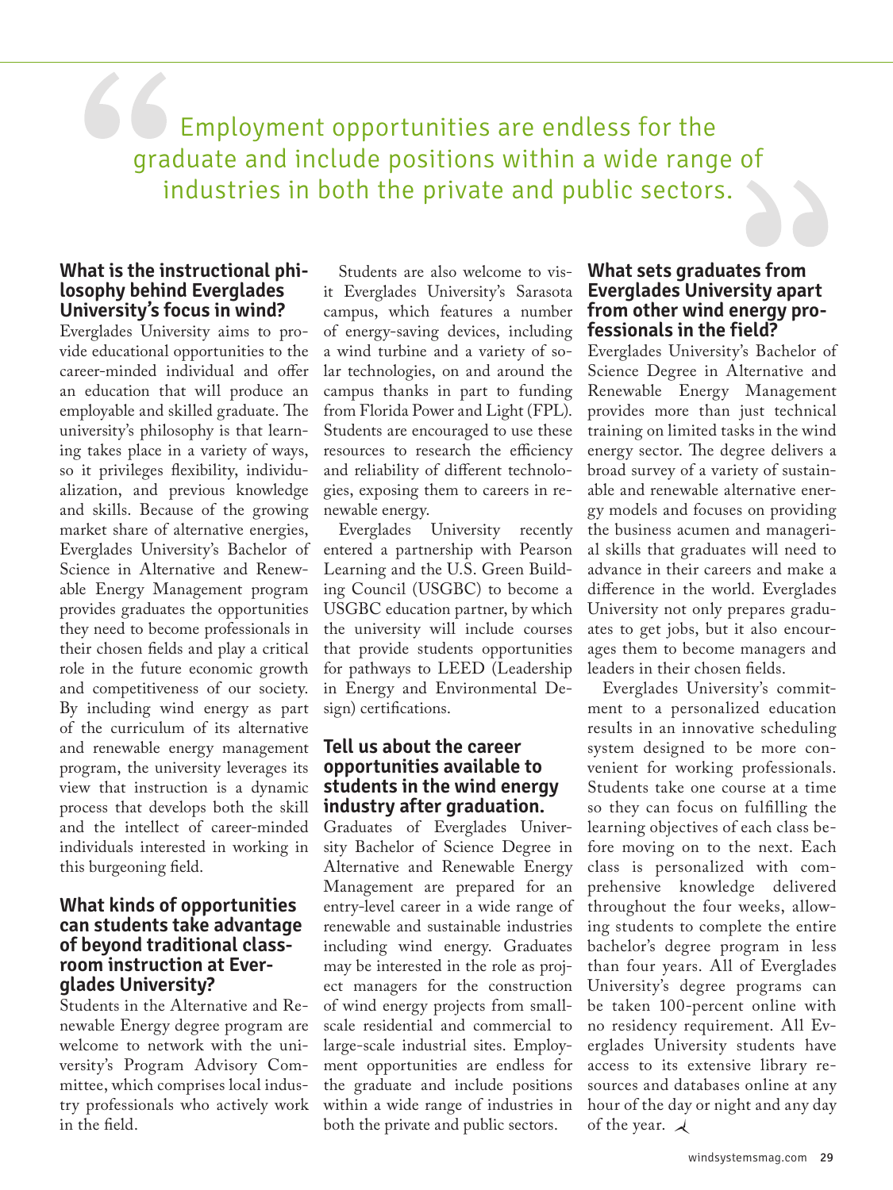> Employment opportunities are endless for the graduate and include positions within a wide range of industries in both the private and public sectors.

### What is the instructional philosophy behind Everglades University's focus in wind?

Everglades University aims to provide educational opportunities to the career-minded individual and offer an education that will produce an employable and skilled graduate. The university's philosophy is that learning takes place in a variety of ways, so it privileges flexibility, individualization, and previous knowledge and skills. Because of the growing market share of alternative energies, Everglades University's Bachelor of Science in Alternative and Renewable Energy Management program provides graduates the opportunities they need to become professionals in their chosen fields and play a critical role in the future economic growth and competitiveness of our society. By including wind energy as part of the curriculum of its alternative and renewable energy management program, the university leverages its view that instruction is a dynamic process that develops both the skill and the intellect of career-minded individuals interested in working in this burgeoning field.

### What kinds of opportunities can students take advantage of beyond traditional classroom instruction at Everglades University?

Students in the Alternative and Renewable Energy degree program are welcome to network with the university's Program Advisory Committee, which comprises local industry professionals who actively work in the field.

Students are also welcome to visit Everglades University's Sarasota campus, which features a number of energy-saving devices, including a wind turbine and a variety of solar technologies, on and around the campus thanks in part to funding from Florida Power and Light (FPL). Students are encouraged to use these resources to research the efficiency and reliability of different technologies, exposing them to careers in renewable energy.

Everglades University recently entered a partnership with Pearson Learning and the U.S. Green Building Council (USGBC) to become a USGBC education partner, by which the university will include courses that provide students opportunities for pathways to LEED (Leadership in Energy and Environmental Design) certifications.

### Tell us about the career opportunities available to students in the wind energy industry after graduation.

Graduates of Everglades University Bachelor of Science Degree in Alternative and Renewable Energy Management are prepared for an entry-level career in a wide range of renewable and sustainable industries including wind energy. Graduates may be interested in the role as project managers for the construction of wind energy projects from small-scale residential and commercial to large-scale industrial sites. Employment opportunities are endless for the graduate and include positions within a wide range of industries in both the private and public sectors.

### What sets graduates from Everglades University apart from other wind energy professionals in the field?

Everglades University's Bachelor of Science Degree in Alternative and Renewable Energy Management provides more than just technical training on limited tasks in the wind energy sector. The degree delivers a broad survey of a variety of sustainable and renewable alternative energy models and focuses on providing the business acumen and managerial skills that graduates will need to advance in their careers and make a difference in the world. Everglades University not only prepares graduates to get jobs, but it also encourages them to become managers and leaders in their chosen fields.

Everglades University's commitment to a personalized education results in an innovative scheduling system designed to be more convenient for working professionals. Students take one course at a time so they can focus on fulfilling the learning objectives of each class before moving on to the next. Each class is personalized with comprehensive knowledge delivered throughout the four weeks, allowing students to complete the entire bachelor's degree program in less than four years. All of Everglades University's degree programs can be taken 100-percent online with no residency requirement. All Everglades University students have access to its extensive library resources and databases online at any hour of the day or night and any day of the year.